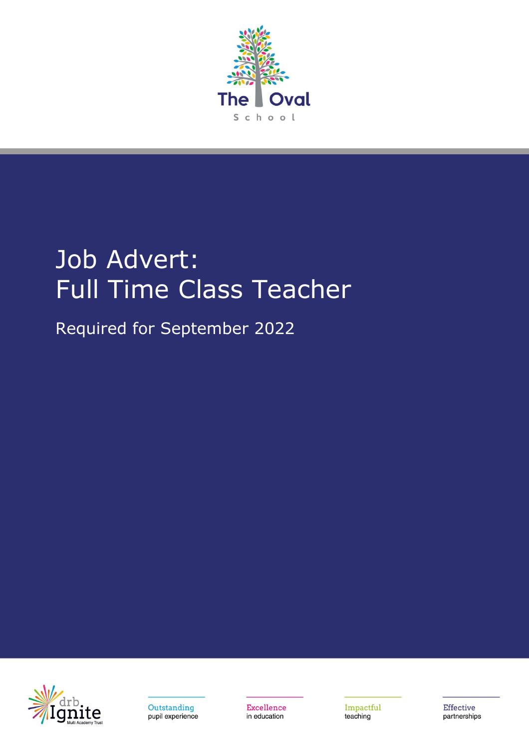The Oval

School

# Job Advert:
# Full Time Class Teacher

## Required for September 2022

drb Ignite Multi Academy Trust

Outstanding pupil experience

Excellence in education

Impactful teaching

Effective partnerships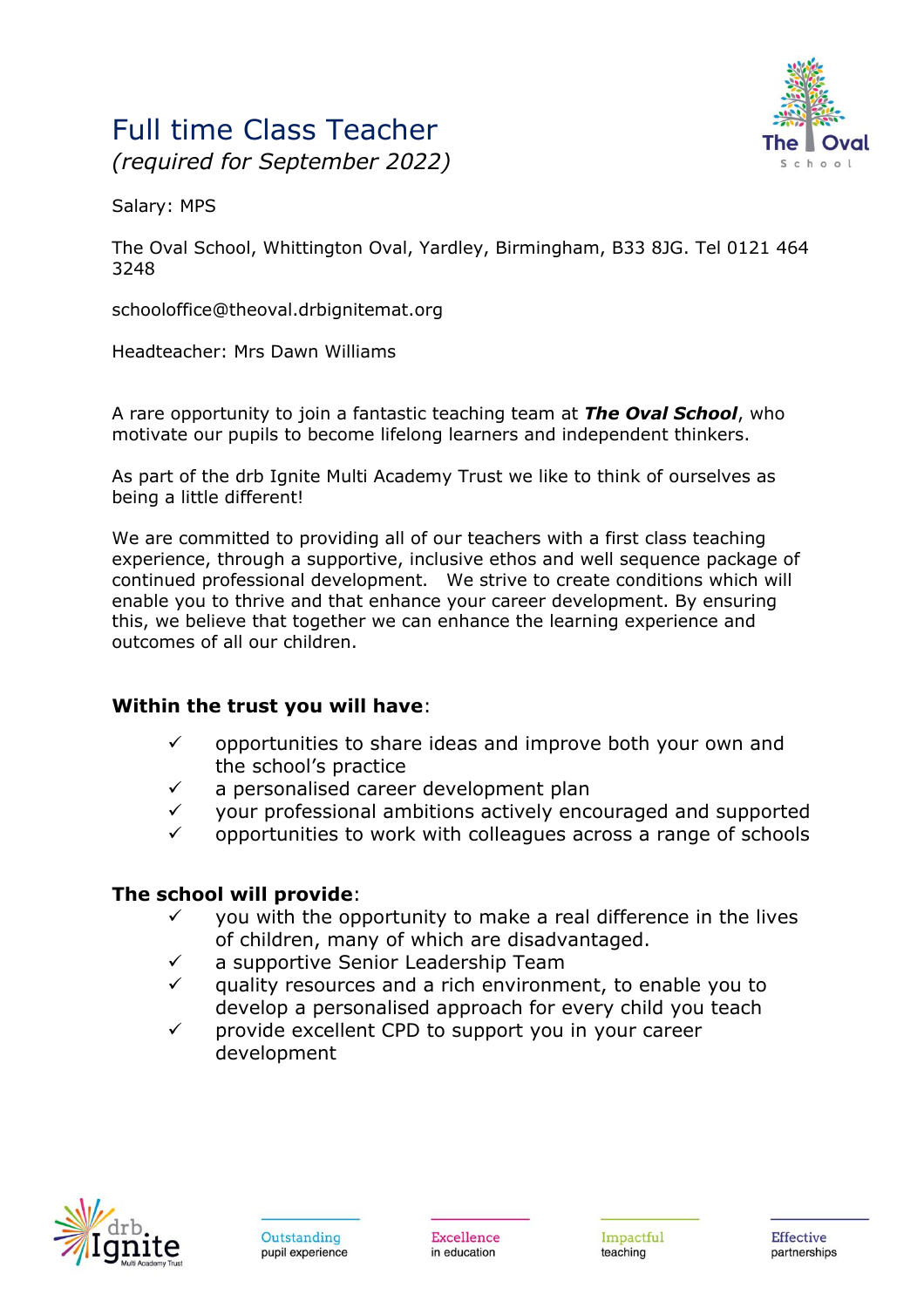# Full time Class Teacher

*(required for September 2022)*

Salary: MPS

The Oval School, Whittington Oval, Yardley, Birmingham, B33 8JG. Tel 0121 464 3248

schooloffice@theoval.drbignitemat.org

Headteacher: Mrs Dawn Williams

A rare opportunity to join a fantastic teaching team at ***The Oval School***, who motivate our pupils to become lifelong learners and independent thinkers.

As part of the drb Ignite Multi Academy Trust we like to think of ourselves as being a little different!

We are committed to providing all of our teachers with a first class teaching experience, through a supportive, inclusive ethos and well sequence package of continued professional development. We strive to create conditions which will enable you to thrive and that enhance your career development. By ensuring this, we believe that together we can enhance the learning experience and outcomes of all our children.

**Within the trust you will have**:

- ✓ opportunities to share ideas and improve both your own and the school's practice
- ✓ a personalised career development plan
- ✓ your professional ambitions actively encouraged and supported
- ✓ opportunities to work with colleagues across a range of schools

**The school will provide**:

- ✓ you with the opportunity to make a real difference in the lives of children, many of which are disadvantaged.
- ✓ a supportive Senior Leadership Team
- ✓ quality resources and a rich environment, to enable you to develop a personalised approach for every child you teach
- ✓ provide excellent CPD to support you in your career development

Outstanding pupil experience | Excellence in education | Impactful teaching | Effective partnerships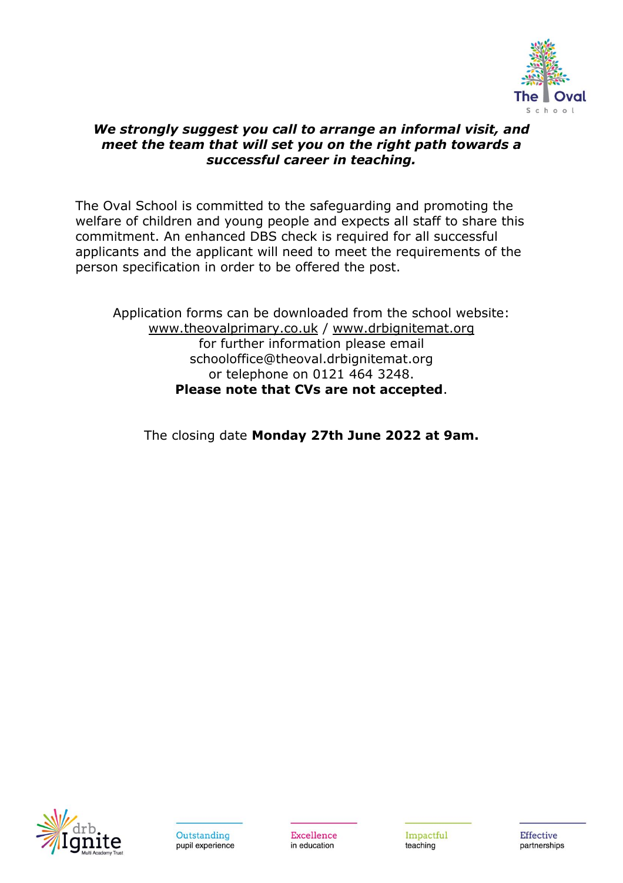***We strongly suggest you call to arrange an informal visit, and meet the team that will set you on the right path towards a successful career in teaching.***

The Oval School is committed to the safeguarding and promoting the welfare of children and young people and expects all staff to share this commitment. An enhanced DBS check is required for all successful applicants and the applicant will need to meet the requirements of the person specification in order to be offered the post.

Application forms can be downloaded from the school website:
www.theovalprimary.co.uk / www.drbignitemat.org
for further information please email
schooloffice@theoval.drbignitemat.org
or telephone on 0121 464 3248.
**Please note that CVs are not accepted**.

The closing date **Monday 27th June 2022 at 9am.**

Outstanding pupil experience

Excellence in education

Impactful teaching

Effective partnerships